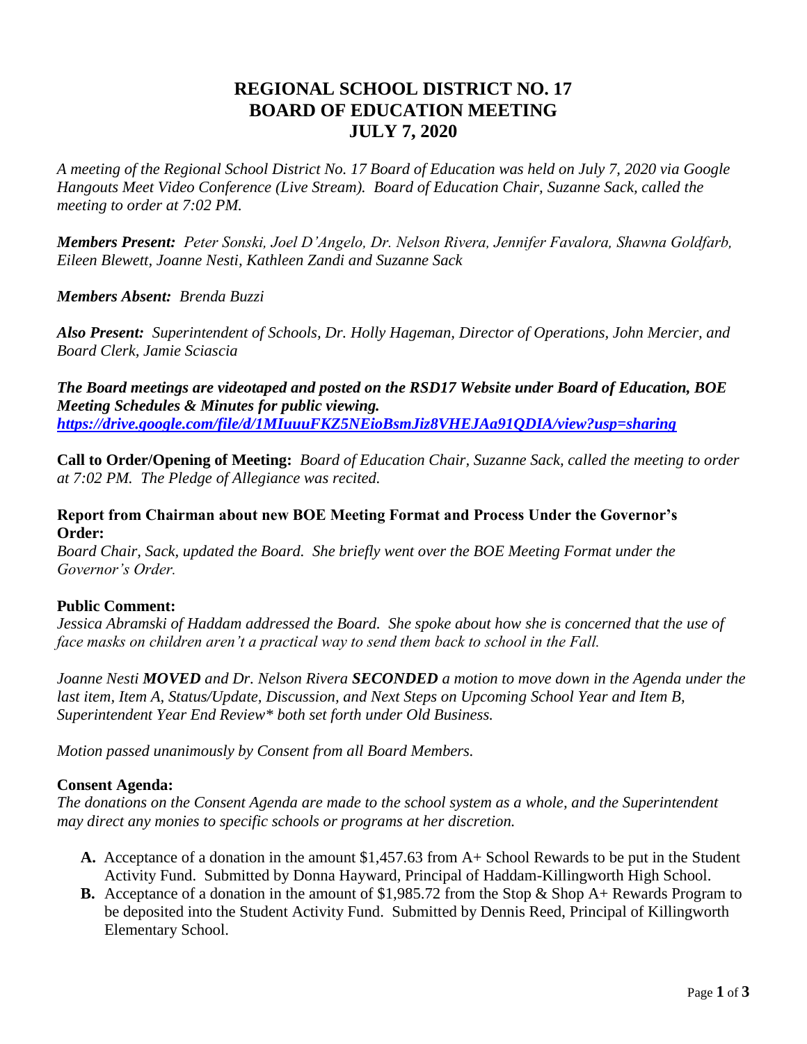# REGIONAL SCHOOL DISTRICT NO. 17
# BOARD OF EDUCATION MEETING
# JULY 7, 2020

*A meeting of the Regional School District No. 17 Board of Education was held on July 7, 2020 via Google Hangouts Meet Video Conference (Live Stream). Board of Education Chair, Suzanne Sack, called the meeting to order at 7:02 PM.*

***Members Present:*** *Peter Sonski, Joel D'Angelo, Dr. Nelson Rivera, Jennifer Favalora, Shawna Goldfarb, Eileen Blewett, Joanne Nesti, Kathleen Zandi and Suzanne Sack*

***Members Absent:*** *Brenda Buzzi*

***Also Present:*** *Superintendent of Schools, Dr. Holly Hageman, Director of Operations, John Mercier, and Board Clerk, Jamie Sciascia*

***The Board meetings are videotaped and posted on the RSD17 Website under Board of Education, BOE Meeting Schedules & Minutes for public viewing.***
***https://drive.google.com/file/d/1MIuuuFKZ5NEioBsmJiz8VHEJAa91QDIA/view?usp=sharing***

**Call to Order/Opening of Meeting:** *Board of Education Chair, Suzanne Sack, called the meeting to order at 7:02 PM. The Pledge of Allegiance was recited.*

**Report from Chairman about new BOE Meeting Format and Process Under the Governor's Order:**
*Board Chair, Sack, updated the Board. She briefly went over the BOE Meeting Format under the Governor's Order.*

**Public Comment:**
*Jessica Abramski of Haddam addressed the Board. She spoke about how she is concerned that the use of face masks on children aren't a practical way to send them back to school in the Fall.*

*Joanne Nesti **MOVED** and Dr. Nelson Rivera **SECONDED** a motion to move down in the Agenda under the last item, Item A, Status/Update, Discussion, and Next Steps on Upcoming School Year and Item B, Superintendent Year End Review* both set forth under Old Business.*

*Motion passed unanimously by Consent from all Board Members.*

**Consent Agenda:**
*The donations on the Consent Agenda are made to the school system as a whole, and the Superintendent may direct any monies to specific schools or programs at her discretion.*

- **A.** Acceptance of a donation in the amount $1,457.63 from A+ School Rewards to be put in the Student Activity Fund. Submitted by Donna Hayward, Principal of Haddam-Killingworth High School.
- **B.** Acceptance of a donation in the amount of $1,985.72 from the Stop & Shop A+ Rewards Program to be deposited into the Student Activity Fund. Submitted by Dennis Reed, Principal of Killingworth Elementary School.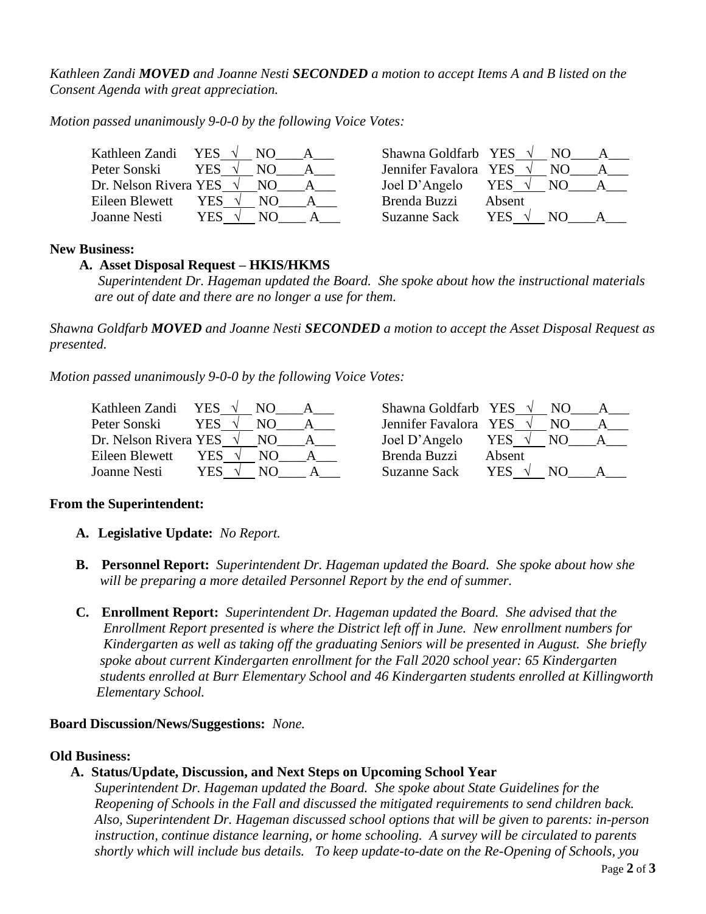*Kathleen Zandi **MOVED** and Joanne Nesti **SECONDED** a motion to accept Items A and B listed on the Consent Agenda with great appreciation.*

*Motion passed unanimously 9-0-0 by the following Voice Votes:*

| Member | Vote | Member | Vote |
|---|---|---|---|
| Kathleen Zandi | YES √ NO___ A___ | Shawna Goldfarb | YES √ NO___ A___ |
| Peter Sonski | YES √ NO___ A___ | Jennifer Favalora | YES √ NO___ A___ |
| Dr. Nelson Rivera | YES √ NO___ A___ | Joel D'Angelo | YES √ NO___ A___ |
| Eileen Blewett | YES √ NO___ A___ | Brenda Buzzi | Absent |
| Joanne Nesti | YES √ NO___ A___ | Suzanne Sack | YES √ NO___ A___ |

**New Business:**

**A. Asset Disposal Request – HKIS/HKMS**
*Superintendent Dr. Hageman updated the Board. She spoke about how the instructional materials are out of date and there are no longer a use for them.*

*Shawna Goldfarb **MOVED** and Joanne Nesti **SECONDED** a motion to accept the Asset Disposal Request as presented.*

*Motion passed unanimously 9-0-0 by the following Voice Votes:*

| Member | Vote | Member | Vote |
|---|---|---|---|
| Kathleen Zandi | YES √ NO___ A___ | Shawna Goldfarb | YES √ NO___ A___ |
| Peter Sonski | YES √ NO___ A___ | Jennifer Favalora | YES √ NO___ A___ |
| Dr. Nelson Rivera | YES √ NO___ A___ | Joel D'Angelo | YES √ NO___ A___ |
| Eileen Blewett | YES √ NO___ A___ | Brenda Buzzi | Absent |
| Joanne Nesti | YES √ NO___ A___ | Suzanne Sack | YES √ NO___ A___ |

**From the Superintendent:**

**A. Legislative Update:** *No Report.*

**B. Personnel Report:** *Superintendent Dr. Hageman updated the Board. She spoke about how she will be preparing a more detailed Personnel Report by the end of summer.*

**C. Enrollment Report:** *Superintendent Dr. Hageman updated the Board. She advised that the Enrollment Report presented is where the District left off in June. New enrollment numbers for Kindergarten as well as taking off the graduating Seniors will be presented in August. She briefly spoke about current Kindergarten enrollment for the Fall 2020 school year: 65 Kindergarten students enrolled at Burr Elementary School and 46 Kindergarten students enrolled at Killingworth Elementary School.*

**Board Discussion/News/Suggestions:** *None.*

**Old Business:**

**A. Status/Update, Discussion, and Next Steps on Upcoming School Year**
*Superintendent Dr. Hageman updated the Board. She spoke about State Guidelines for the Reopening of Schools in the Fall and discussed the mitigated requirements to send children back. Also, Superintendent Dr. Hageman discussed school options that will be given to parents: in-person instruction, continue distance learning, or home schooling. A survey will be circulated to parents shortly which will include bus details. To keep update-to-date on the Re-Opening of Schools, you*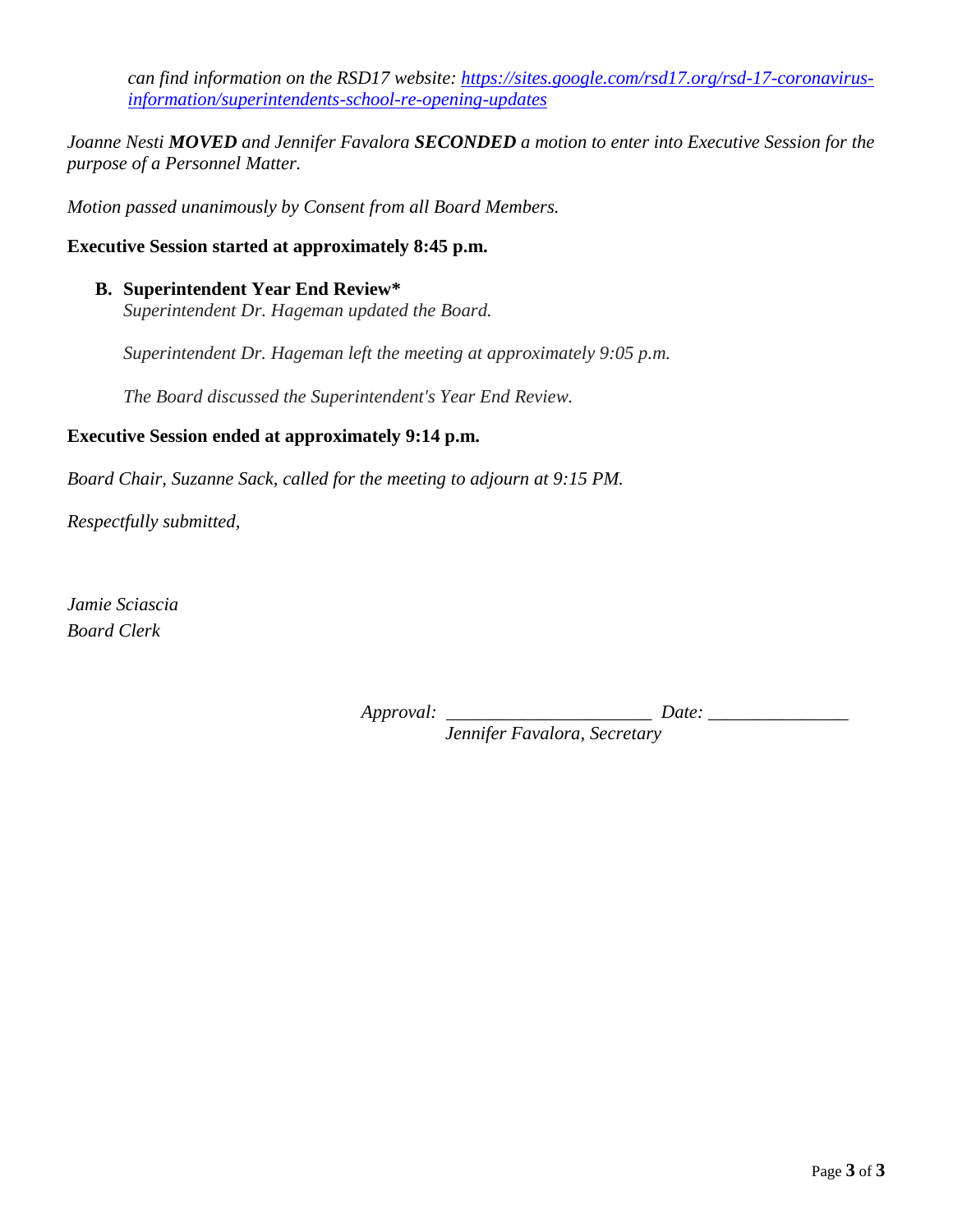*can find information on the RSD17 website: [https://sites.google.com/rsd17.org/rsd-17-coronavirus-information/superintendents-school-re-opening-updates](https://sites.google.com/rsd17.org/rsd-17-coronavirus-information/superintendents-school-re-opening-updates)*

*Joanne Nesti **MOVED** and Jennifer Favalora **SECONDED** a motion to enter into Executive Session for the purpose of a Personnel Matter.*

*Motion passed unanimously by Consent from all Board Members.*

**Executive Session started at approximately 8:45 p.m.**

**B. Superintendent Year End Review***

*Superintendent Dr. Hageman updated the Board.*

*Superintendent Dr. Hageman left the meeting at approximately 9:05 p.m.*

*The Board discussed the Superintendent's Year End Review.*

**Executive Session ended at approximately 9:14 p.m.**

*Board Chair, Suzanne Sack, called for the meeting to adjourn at 9:15 PM.*

*Respectfully submitted,*

*Jamie Sciascia*
*Board Clerk*

*Approval:* ______________________ *Date:* _______________
*Jennifer Favalora, Secretary*